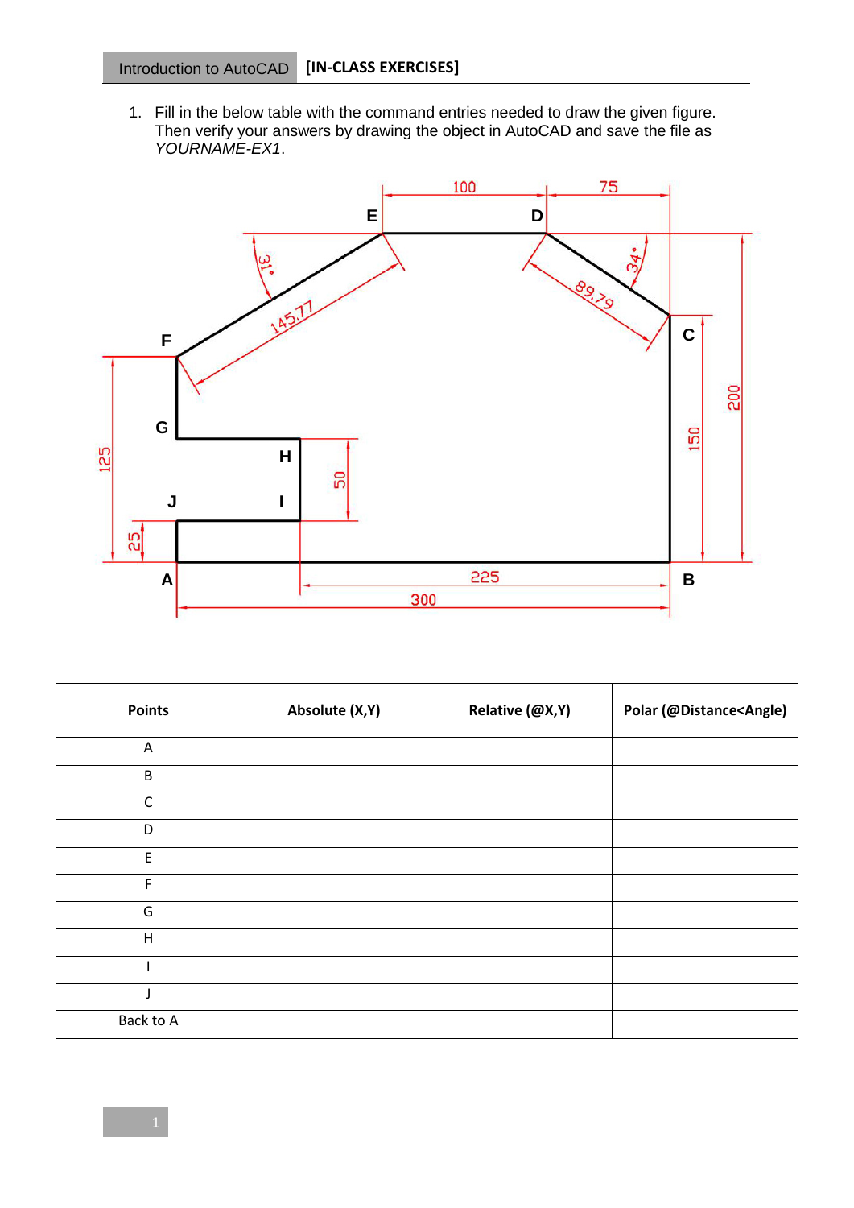1. Fill in the below table with the command entries needed to draw the given figure. Then verify your answers by drawing the object in AutoCAD and save the file as *YOURNAME-EX1*.

100
75
E
D
31°
145.77
34°
89.79
F
C
200
G
150
125
H
50
J
I
25
A
225
B
300

| Points | Absolute (X,Y) | Relative (@X,Y) | Polar (@Distance<Angle) |
|---|---|---|---|
| A | | | |
| B | | | |
| C | | | |
| D | | | |
| E | | | |
| F | | | |
| G | | | |
| H | | | |
| I | | | |
| J | | | |
| Back to A | | | |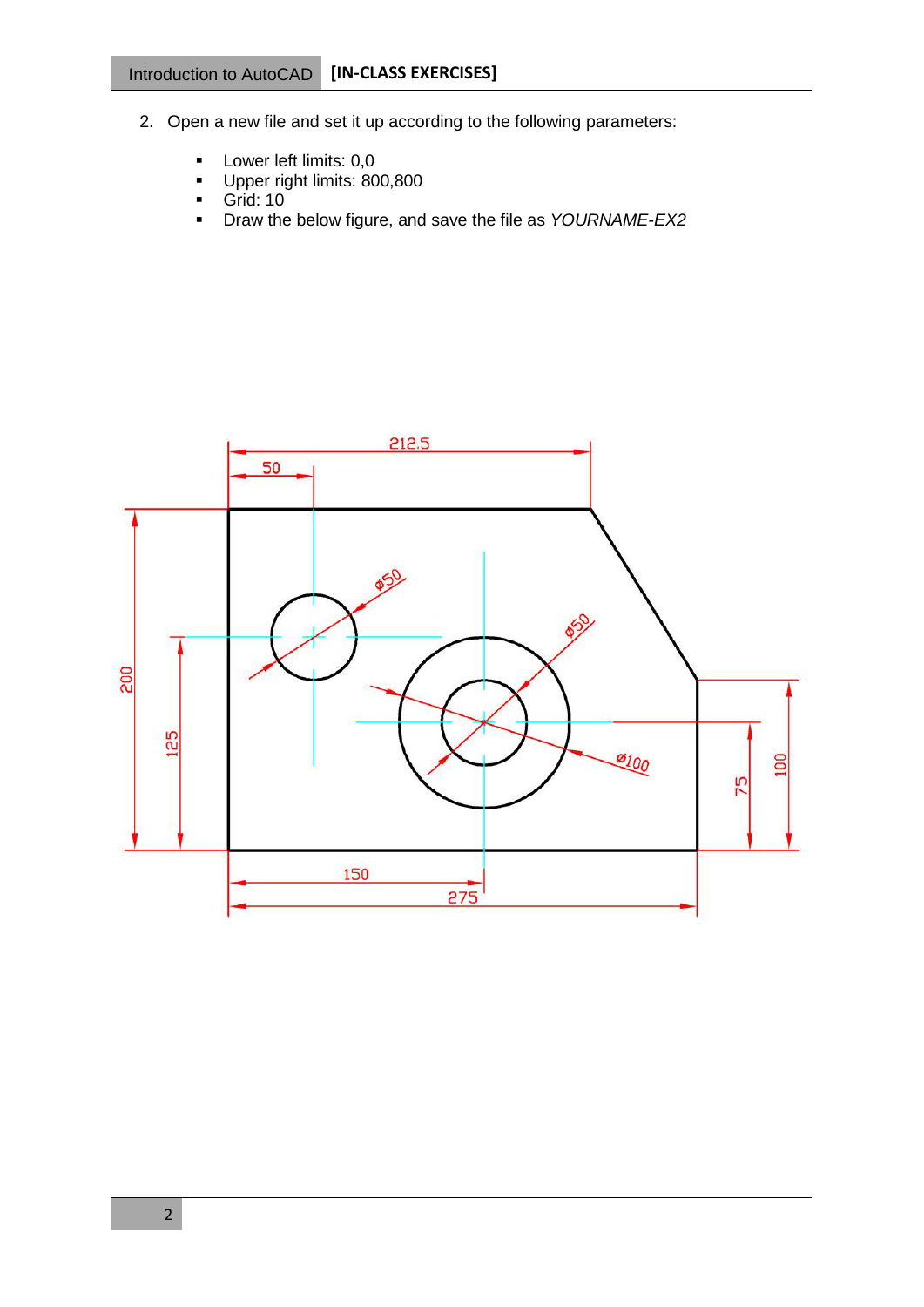2. Open a new file and set it up according to the following parameters:

    - Lower left limits: 0,0
    - Upper right limits: 800,800
    - Grid: 10
    - Draw the below figure, and save the file as *YOURNAME-EX2*

212.5

50

200

125

ø50

ø50

ø100

100

75

150

275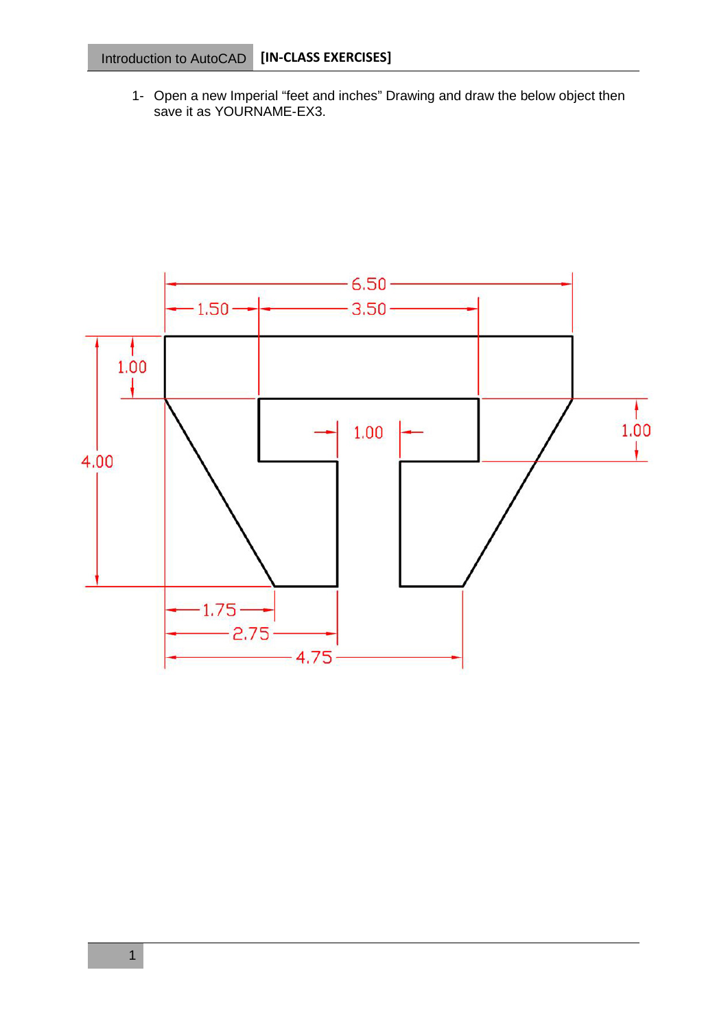1- Open a new Imperial “feet and inches” Drawing and draw the below object then save it as YOURNAME-EX3.

6.50

1.50

3.50

1.00

1.00

1.00

4.00

1.75

2.75

4.75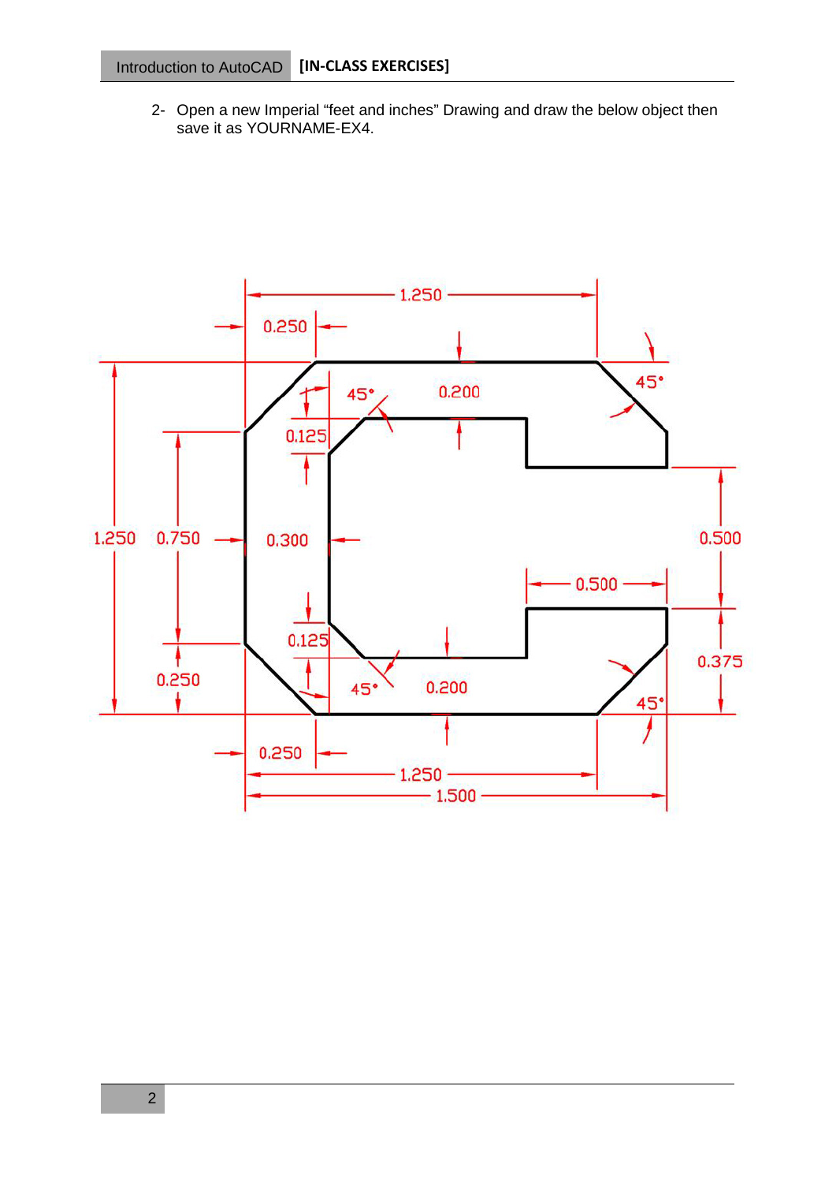2- Open a new Imperial “feet and inches” Drawing and draw the below object then save it as YOURNAME-EX4.

1.250
0.250
0.200
45°
45°
0.125
1.250
0.750
0.300
0.500
0.500
0.125
0.375
0.250
45°
0.200
45°
0.250
1.250
1.500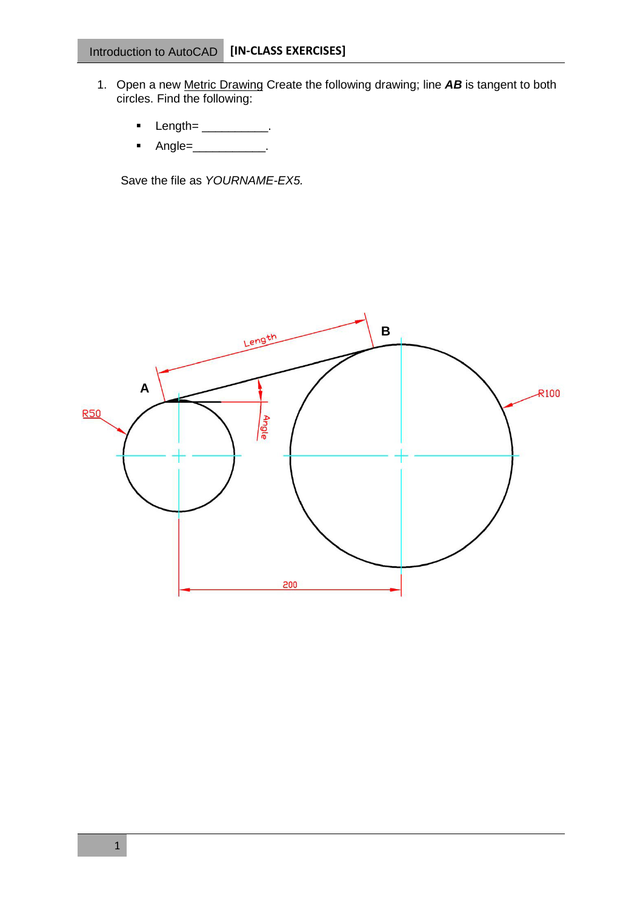1. Open a new Metric Drawing Create the following drawing; line ***AB*** is tangent to both circles. Find the following:

    - Length= __________.
    - Angle=___________.

    Save the file as *YOURNAME-EX5.*

Length

B

A

R100

R50

Angle

200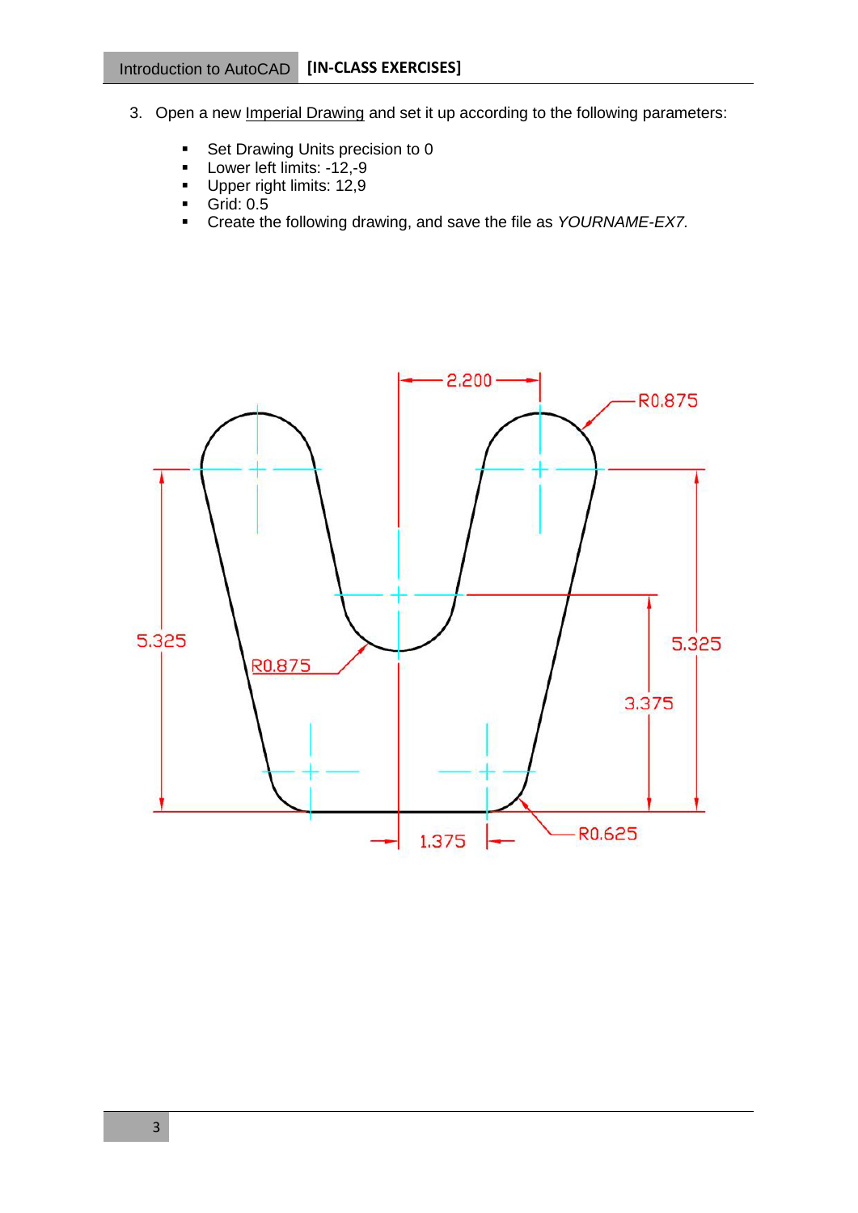3. Open a new Imperial Drawing and set it up according to the following parameters:

   - Set Drawing Units precision to 0
   - Lower left limits: -12,-9
   - Upper right limits: 12,9
   - Grid: 0.5
   - Create the following drawing, and save the file as *YOURNAME-EX7.*

2.200

R0.875

5.325

5.325

R0.875

3.375

1.375

R0.625